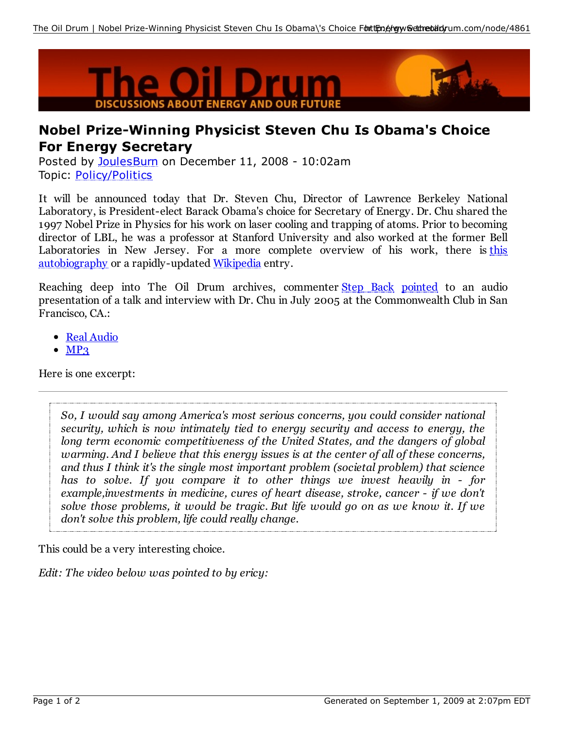# Nobel Prize-Winning Physicist Steven Chu Is Obama's Choice For Energy Secretary

Posted by JoulesBurn on December 11, 2008 - 10:02am
Topic: Policy/Politics

It will be announced today that Dr. Steven Chu, Director of Lawrence Berkeley National Laboratory, is President-elect Barack Obama's choice for Secretary of Energy. Dr. Chu shared the 1997 Nobel Prize in Physics for his work on laser cooling and trapping of atoms. Prior to becoming director of LBL, he was a professor at Stanford University and also worked at the former Bell Laboratories in New Jersey. For a more complete overview of his work, there is this autobiography or a rapidly-updated Wikipedia entry.

Reaching deep into The Oil Drum archives, commenter Step Back pointed to an audio presentation of a talk and interview with Dr. Chu in July 2005 at the Commonwealth Club in San Francisco, CA.:

- Real Audio
- MP3

Here is one excerpt:

---

> *So, I would say among America's most serious concerns, you could consider national security, which is now intimately tied to energy security and access to energy, the long term economic competitiveness of the United States, and the dangers of global warming. And I believe that this energy issues is at the center of all of these concerns, and thus I think it's the single most important problem (societal problem) that science has to solve. If you compare it to other things we invest heavily in - for example,investments in medicine, cures of heart disease, stroke, cancer - if we don't solve those problems, it would be tragic. But life would go on as we know it. If we don't solve this problem, life could really change.*

This could be a very interesting choice.

*Edit: The video below was pointed to by ericy:*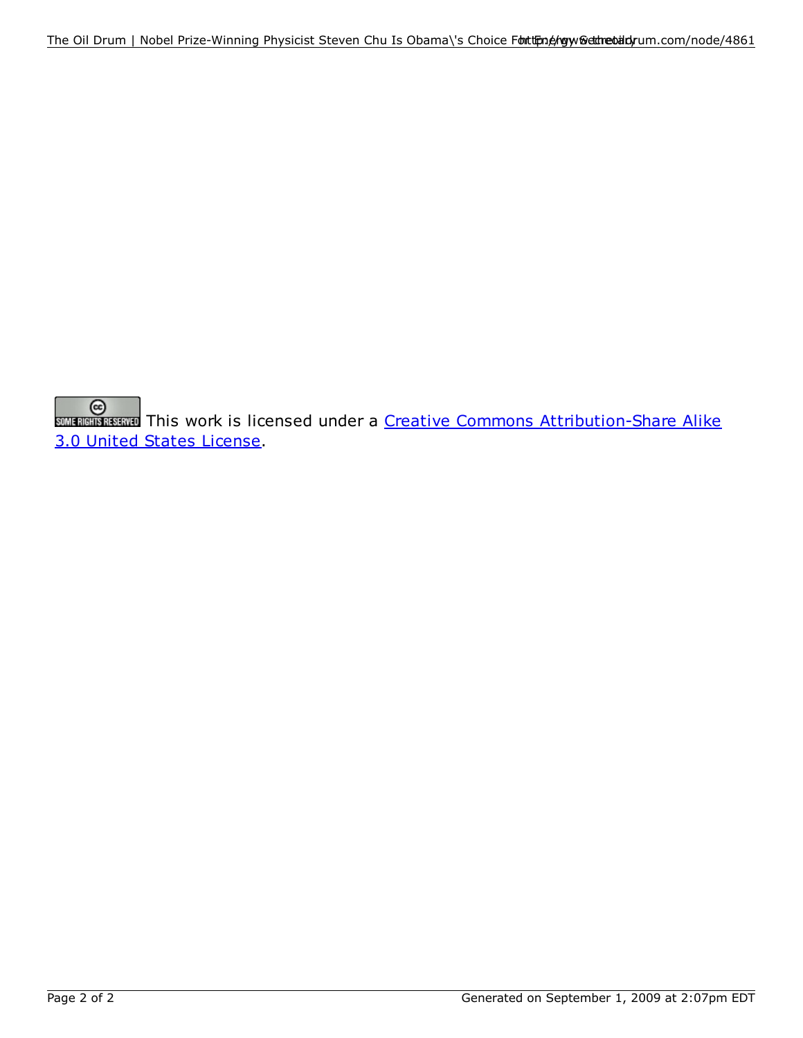SOME RIGHTS RESERVED This work is licensed under a Creative Commons Attribution-Share Alike 3.0 United States License.